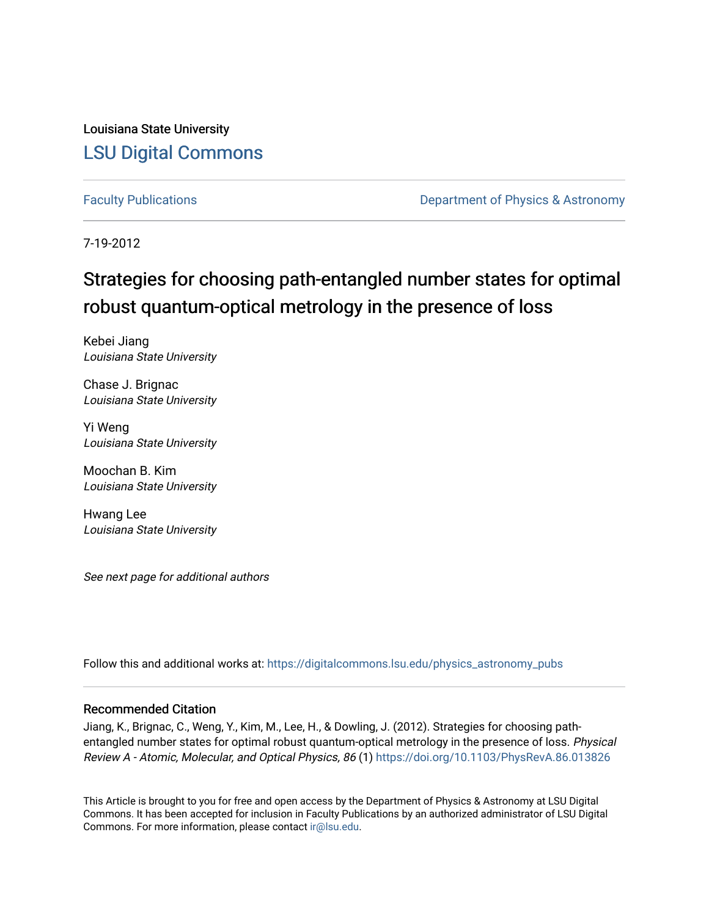Louisiana State University

# LSU Digital Commons

Faculty Publications

Department of Physics & Astronomy

7-19-2012

## Strategies for choosing path-entangled number states for optimal robust quantum-optical metrology in the presence of loss

Kebei Jiang
*Louisiana State University*

Chase J. Brignac
*Louisiana State University*

Yi Weng
*Louisiana State University*

Moochan B. Kim
*Louisiana State University*

Hwang Lee
*Louisiana State University*

*See next page for additional authors*

Follow this and additional works at: https://digitalcommons.lsu.edu/physics_astronomy_pubs

### Recommended Citation

Jiang, K., Brignac, C., Weng, Y., Kim, M., Lee, H., & Dowling, J. (2012). Strategies for choosing path-entangled number states for optimal robust quantum-optical metrology in the presence of loss. *Physical Review A - Atomic, Molecular, and Optical Physics, 86* (1) https://doi.org/10.1103/PhysRevA.86.013826

This Article is brought to you for free and open access by the Department of Physics & Astronomy at LSU Digital Commons. It has been accepted for inclusion in Faculty Publications by an authorized administrator of LSU Digital Commons. For more information, please contact ir@lsu.edu.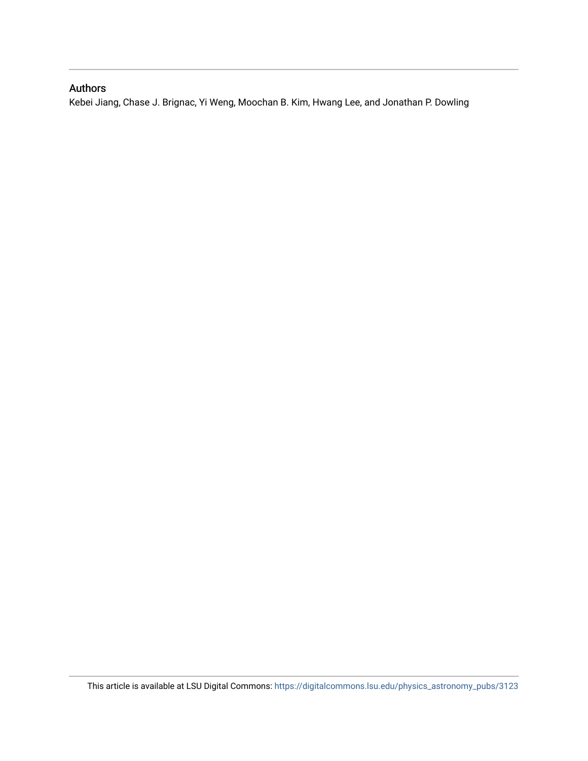## Authors

Kebei Jiang, Chase J. Brignac, Yi Weng, Moochan B. Kim, Hwang Lee, and Jonathan P. Dowling

This article is available at LSU Digital Commons: https://digitalcommons.lsu.edu/physics_astronomy_pubs/3123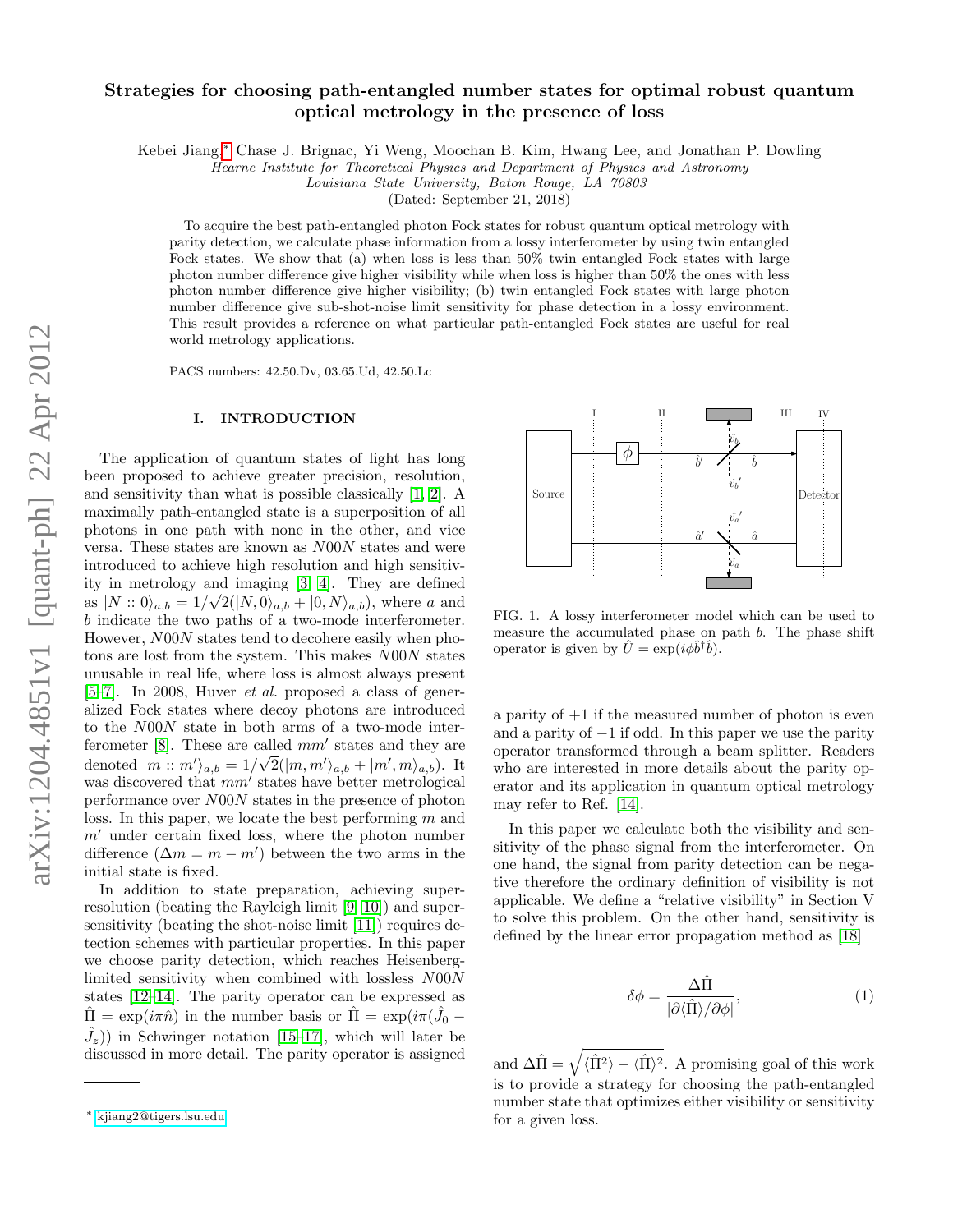# Strategies for choosing path-entangled number states for optimal robust quantum optical metrology in the presence of loss

Kebei Jiang,[*] Chase J. Brignac, Yi Weng, Moochan B. Kim, Hwang Lee, and Jonathan P. Dowling

*Hearne Institute for Theoretical Physics and Department of Physics and Astronomy*
*Louisiana State University, Baton Rouge, LA 70803*

(Dated: September 21, 2018)

To acquire the best path-entangled photon Fock states for robust quantum optical metrology with parity detection, we calculate phase information from a lossy interferometer by using twin entangled Fock states. We show that (a) when loss is less than 50% twin entangled Fock states with large photon number difference give higher visibility while when loss is higher than 50% the ones with less photon number difference give higher visibility; (b) twin entangled Fock states with large photon number difference give sub-shot-noise limit sensitivity for phase detection in a lossy environment. This result provides a reference on what particular path-entangled Fock states are useful for real world metrology applications.

PACS numbers: 42.50.Dv, 03.65.Ud, 42.50.Lc

## I. INTRODUCTION

The application of quantum states of light has long been proposed to achieve greater precision, resolution, and sensitivity than what is possible classically [1, 2]. A maximally path-entangled state is a superposition of all photons in one path with none in the other, and vice versa. These states are known as $N00N$ states and were introduced to achieve high resolution and high sensitivity in metrology and imaging [3, 4]. They are defined as $|N :: 0\rangle_{a,b} = 1/\sqrt{2}(|N, 0\rangle_{a,b} + |0, N\rangle_{a,b})$, where $a$ and $b$ indicate the two paths of a two-mode interferometer. However, $N00N$ states tend to decohere easily when photons are lost from the system. This makes $N00N$ states unusable in real life, where loss is almost always present [5–7]. In 2008, Huver *et al.* proposed a class of generalized Fock states where decoy photons are introduced to the $N00N$ state in both arms of a two-mode interferometer [8]. These are called $mm'$ states and they are denoted $|m :: m'\rangle_{a,b} = 1/\sqrt{2}(|m, m'\rangle_{a,b} + |m', m\rangle_{a,b})$. It was discovered that $mm'$ states have better metrological performance over $N00N$ states in the presence of photon loss. In this paper, we locate the best performing $m$ and $m'$ under certain fixed loss, where the photon number difference ($\Delta m = m - m'$) between the two arms in the initial state is fixed.

In addition to state preparation, achieving super-resolution (beating the Rayleigh limit [9, 10]) and super-sensitivity (beating the shot-noise limit [11]) requires detection schemes with particular properties. In this paper we choose parity detection, which reaches Heisenberg-limited sensitivity when combined with lossless $N00N$ states [12–14]. The parity operator can be expressed as $\hat{\Pi} = \exp(i\pi\hat{n})$ in the number basis or $\hat{\Pi} = \exp(i\pi(\hat{J}_0 - \hat{J}_z))$ in Schwinger notation [15–17], which will later be discussed in more detail. The parity operator is assigned a parity of $+1$ if the measured number of photon is even and a parity of $-1$ if odd. In this paper we use the parity operator transformed through a beam splitter. Readers who are interested in more details about the parity operator and its application in quantum optical metrology may refer to Ref. [14].

FIG. 1. A lossy interferometer model which can be used to measure the accumulated phase on path $b$. The phase shift operator is given by $\hat{U} = \exp(i\phi\hat{b}^\dagger\hat{b})$.

In this paper we calculate both the visibility and sensitivity of the phase signal from the interferometer. On one hand, the signal from parity detection can be negative therefore the ordinary definition of visibility is not applicable. We define a "relative visibility" in Section V to solve this problem. On the other hand, sensitivity is defined by the linear error propagation method as [18]

$$\delta\phi = \frac{\Delta\hat{\Pi}}{|\partial\langle\hat{\Pi}\rangle/\partial\phi|}, \tag{1}$$

and $\Delta\hat{\Pi} = \sqrt{\langle\hat{\Pi}^2\rangle - \langle\hat{\Pi}\rangle^2}$. A promising goal of this work is to provide a strategy for choosing the path-entangled number state that optimizes either visibility or sensitivity for a given loss.

[*] kjiang2@tigers.lsu.edu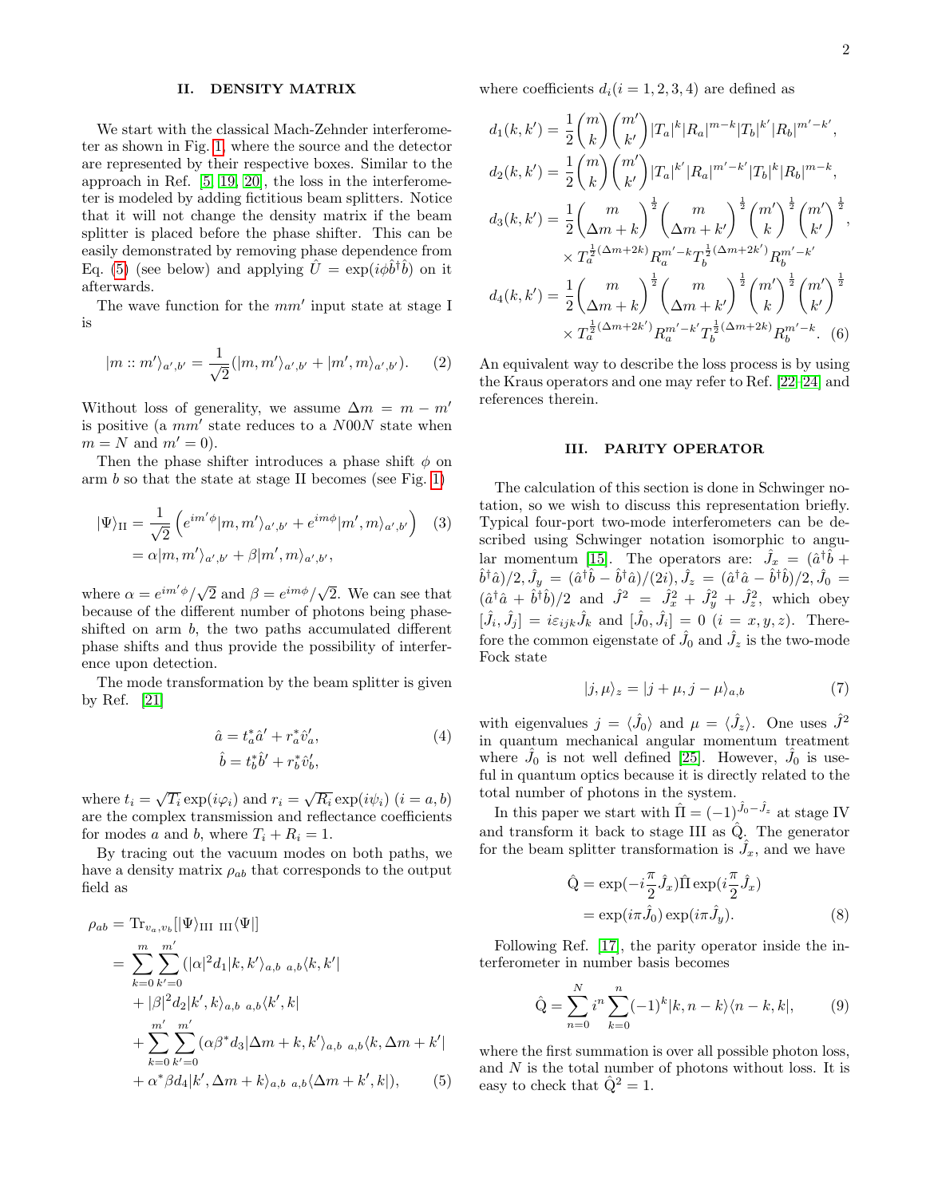## II. DENSITY MATRIX

We start with the classical Mach-Zehnder interferometer as shown in Fig. 1, where the source and the detector are represented by their respective boxes. Similar to the approach in Ref. [5, 19, 20], the loss in the interferometer is modeled by adding fictitious beam splitters. Notice that it will not change the density matrix if the beam splitter is placed before the phase shifter. This can be easily demonstrated by removing phase dependence from Eq. (5) (see below) and applying $\hat{U} = \exp(i\phi\hat{b}^\dagger\hat{b})$ on it afterwards.

The wave function for the $mm'$ input state at stage I is

$$|m :: m'\rangle_{a',b'} = \frac{1}{\sqrt{2}}(|m, m'\rangle_{a',b'} + |m', m\rangle_{a',b'}). \quad (2)$$

Without loss of generality, we assume $\Delta m = m - m'$ is positive (a $mm'$ state reduces to a $N00N$ state when $m = N$ and $m' = 0$).

Then the phase shifter introduces a phase shift $\phi$ on arm $b$ so that the state at stage II becomes (see Fig. 1)

$$\begin{aligned}|\Psi\rangle_{\text{II}} &= \frac{1}{\sqrt{2}}\left(e^{im'\phi}|m, m'\rangle_{a',b'} + e^{im\phi}|m', m\rangle_{a',b'}\right) \quad (3)\\ &= \alpha|m, m'\rangle_{a',b'} + \beta|m', m\rangle_{a',b'},\end{aligned}$$

where $\alpha = e^{im'\phi}/\sqrt{2}$ and $\beta = e^{im\phi}/\sqrt{2}$. We can see that because of the different number of photons being phase-shifted on arm $b$, the two paths accumulated different phase shifts and thus provide the possibility of interference upon detection.

The mode transformation by the beam splitter is given by Ref. [21]

$$\begin{aligned}\hat{a} &= t_a^*\hat{a}' + r_a^*\hat{v}_a', \\ \hat{b} &= t_b^*\hat{b}' + r_b^*\hat{v}_b',\end{aligned} \quad (4)$$

where $t_i = \sqrt{T_i}\exp(i\varphi_i)$ and $r_i = \sqrt{R_i}\exp(i\psi_i)$ $(i = a, b)$ are the complex transmission and reflectance coefficients for modes $a$ and $b$, where $T_i + R_i = 1$.

By tracing out the vacuum modes on both paths, we have a density matrix $\rho_{ab}$ that corresponds to the output field as

$$\begin{aligned}\rho_{ab} &= \text{Tr}_{v_a,v_b}[|\Psi\rangle_{\text{III III}}\langle\Psi|] \\ &= \sum_{k=0}^{m}\sum_{k'=0}^{m'}(|\alpha|^2 d_1|k, k'\rangle_{a,b\ a,b}\langle k, k'| \\ &\quad + |\beta|^2 d_2|k', k\rangle_{a,b\ a,b}\langle k', k| \\ &\quad + \sum_{k=0}^{m'}\sum_{k'=0}^{m'}(\alpha\beta^* d_3|\Delta m + k, k'\rangle_{a,b\ a,b}\langle k, \Delta m + k'| \\ &\quad + \alpha^*\beta d_4|k', \Delta m + k\rangle_{a,b\ a,b}\langle \Delta m + k', k|), \quad (5)\end{aligned}$$

where coefficients $d_i (i = 1, 2, 3, 4)$ are defined as

$$\begin{aligned}d_1(k, k') &= \frac{1}{2}\binom{m}{k}\binom{m'}{k'}|T_a|^k|R_a|^{m-k}|T_b|^{k'}|R_b|^{m'-k'}, \\ d_2(k, k') &= \frac{1}{2}\binom{m}{k}\binom{m'}{k'}|T_a|^{k'}|R_a|^{m'-k'}|T_b|^k|R_b|^{m-k}, \\ d_3(k, k') &= \frac{1}{2}\binom{m}{\Delta m + k}^{\frac{1}{2}}\binom{m}{\Delta m + k'}^{\frac{1}{2}}\binom{m'}{k}^{\frac{1}{2}}\binom{m'}{k'}^{\frac{1}{2}}, \\ &\quad \times T_a^{\frac{1}{2}(\Delta m + 2k)}R_a^{m'-k}T_b^{\frac{1}{2}(\Delta m + 2k')}R_b^{m'-k'} \\ d_4(k, k') &= \frac{1}{2}\binom{m}{\Delta m + k}^{\frac{1}{2}}\binom{m}{\Delta m + k'}^{\frac{1}{2}}\binom{m'}{k}^{\frac{1}{2}}\binom{m'}{k'}^{\frac{1}{2}} \\ &\quad \times T_a^{\frac{1}{2}(\Delta m + 2k')}R_a^{m'-k'}T_b^{\frac{1}{2}(\Delta m + 2k)}R_b^{m'-k}. \quad (6)\end{aligned}$$

An equivalent way to describe the loss process is by using the Kraus operators and one may refer to Ref. [22–24] and references therein.

## III. PARITY OPERATOR

The calculation of this section is done in Schwinger notation, so we wish to discuss this representation briefly. Typical four-port two-mode interferometers can be described using Schwinger notation isomorphic to angular momentum [15]. The operators are: $\hat{J}_x = (\hat{a}^\dagger\hat{b} + \hat{b}^\dagger\hat{a})/2$, $\hat{J}_y = (\hat{a}^\dagger\hat{b} - \hat{b}^\dagger\hat{a})/(2i)$, $\hat{J}_z = (\hat{a}^\dagger\hat{a} - \hat{b}^\dagger\hat{b})/2$, $\hat{J}_0 = (\hat{a}^\dagger\hat{a} + \hat{b}^\dagger\hat{b})/2$ and $\hat{J}^2 = \hat{J}_x^2 + \hat{J}_y^2 + \hat{J}_z^2$, which obey $[\hat{J}_i, \hat{J}_j] = i\varepsilon_{ijk}\hat{J}_k$ and $[\hat{J}_0, \hat{J}_i] = 0$ $(i = x, y, z)$. Therefore the common eigenstate of $\hat{J}_0$ and $\hat{J}_z$ is the two-mode Fock state

$$|j, \mu\rangle_z = |j + \mu, j - \mu\rangle_{a,b} \quad (7)$$

with eigenvalues $j = \langle\hat{J}_0\rangle$ and $\mu = \langle\hat{J}_z\rangle$. One uses $\hat{J}^2$ in quantum mechanical angular momentum treatment where $\hat{J}_0$ is not well defined [25]. However, $\hat{J}_0$ is useful in quantum optics because it is directly related to the total number of photons in the system.

In this paper we start with $\hat{\Pi} = (-1)^{\hat{J}_0 - \hat{J}_z}$ at stage IV and transform it back to stage III as $\hat{Q}$. The generator for the beam splitter transformation is $\hat{J}_x$, and we have

$$\begin{aligned}\hat{Q} &= \exp(-i\frac{\pi}{2}\hat{J}_x)\hat{\Pi}\exp(i\frac{\pi}{2}\hat{J}_x) \\ &= \exp(i\pi\hat{J}_0)\exp(i\pi\hat{J}_y).\end{aligned} \quad (8)$$

Following Ref. [17], the parity operator inside the interferometer in number basis becomes

$$\hat{Q} = \sum_{n=0}^{N} i^n \sum_{k=0}^{n}(-1)^k|k, n-k\rangle\langle n-k, k|, \quad (9)$$

where the first summation is over all possible photon loss, and $N$ is the total number of photons without loss. It is easy to check that $\hat{Q}^2 = 1$.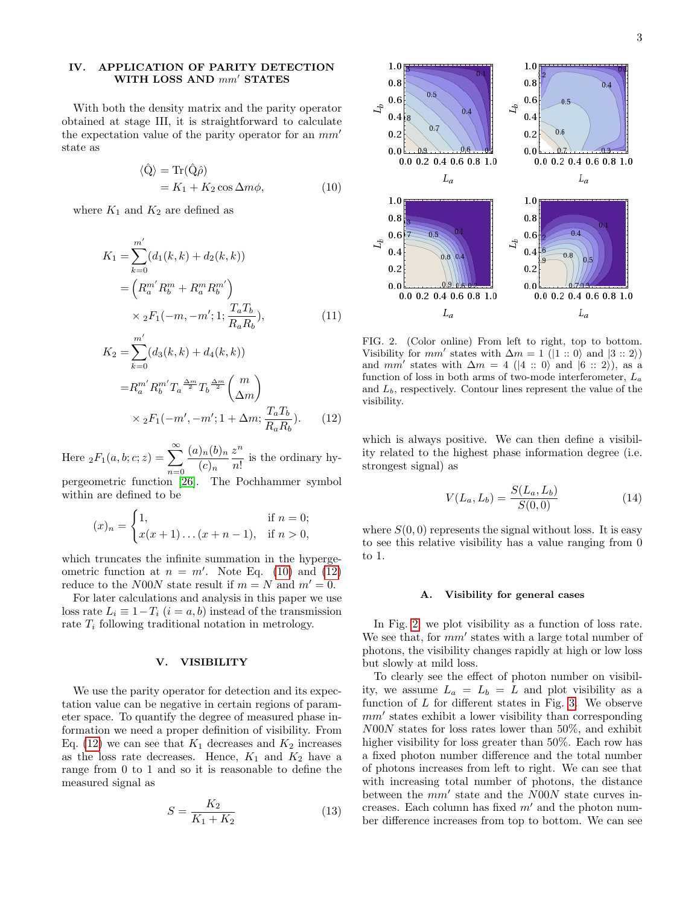## IV. APPLICATION OF PARITY DETECTION WITH LOSS AND $mm'$ STATES

With both the density matrix and the parity operator obtained at stage III, it is straightforward to calculate the expectation value of the parity operator for an $mm'$ state as

$$\begin{aligned}\langle\hat{\mathrm{Q}}\rangle &= \mathrm{Tr}(\hat{\mathrm{Q}}\hat{\rho}) \\ &= K_1 + K_2\cos\Delta m\phi,\end{aligned} \tag{10}$$

where $K_1$ and $K_2$ are defined as

$$\begin{aligned}K_1 =& \sum_{k=0}^{m'}(d_1(k,k)+d_2(k,k)) \\ =& \left(R_a^{m'}R_b^{m}+R_a^{m}R_b^{m'}\right) \\ &\times {}_2F_1(-m,-m';1;\frac{T_aT_b}{R_aR_b}),\end{aligned} \tag{11}$$

$$\begin{aligned}K_2 =& \sum_{k=0}^{m'}(d_3(k,k)+d_4(k,k)) \\ =& R_a^{m'}R_b^{m'}T_a{}^{\frac{\Delta m}{2}}T_b{}^{\frac{\Delta m}{2}}\binom{m}{\Delta m} \\ &\times {}_2F_1(-m',-m';1+\Delta m;\frac{T_aT_b}{R_aR_b}).\end{aligned} \tag{12}$$

Here ${}_2F_1(a,b;c;z)=\sum_{n=0}^{\infty}\frac{(a)_n(b)_n}{(c)_n}\frac{z^n}{n!}$ is the ordinary hypergeometric function [26]. The Pochhammer symbol within are defined to be

$$(x)_n = \begin{cases}1, & \text{if } n=0;\\ x(x+1)\ldots(x+n-1), & \text{if } n>0,\end{cases}$$

which truncates the infinite summation in the hypergeometric function at $n=m'$. Note Eq. (10) and (12) reduce to the $N00N$ state result if $m=N$ and $m'=0$.

For later calculations and analysis in this paper we use loss rate $L_i \equiv 1-T_i$ $(i=a,b)$ instead of the transmission rate $T_i$ following traditional notation in metrology.

## V. VISIBILITY

We use the parity operator for detection and its expectation value can be negative in certain regions of parameter space. To quantify the degree of measured phase information we need a proper definition of visibility. From Eq. (12) we can see that $K_1$ decreases and $K_2$ increases as the loss rate decreases. Hence, $K_1$ and $K_2$ have a range from 0 to 1 and so it is reasonable to define the measured signal as

$$S = \frac{K_2}{K_1+K_2} \tag{13}$$

FIG. 2. (Color online) From left to right, top to bottom. Visibility for $mm'$ states with $\Delta m = 1$ ($|1::0\rangle$ and $|3::2\rangle$) and $mm'$ states with $\Delta m = 4$ ($|4::0\rangle$ and $|6::2\rangle$), as a function of loss in both arms of two-mode interferometer, $L_a$ and $L_b$, respectively. Contour lines represent the value of the visibility.

which is always positive. We can then define a visibility related to the highest phase information degree (i.e. strongest signal) as

$$V(L_a,L_b) = \frac{S(L_a,L_b)}{S(0,0)} \tag{14}$$

where $S(0,0)$ represents the signal without loss. It is easy to see this relative visibility has a value ranging from 0 to 1.

### A. Visibility for general cases

In Fig. 2, we plot visibility as a function of loss rate. We see that, for $mm'$ states with a large total number of photons, the visibility changes rapidly at high or low loss but slowly at mild loss.

To clearly see the effect of photon number on visibility, we assume $L_a = L_b = L$ and plot visibility as a function of $L$ for different states in Fig. 3. We observe $mm'$ states exhibit a lower visibility than corresponding $N00N$ states for loss rates lower than 50%, and exhibit higher visibility for loss greater than 50%. Each row has a fixed photon number difference and the total number of photons increases from left to right. We can see that with increasing total number of photons, the distance between the $mm'$ state and the $N00N$ state curves increases. Each column has fixed $m'$ and the photon number difference increases from top to bottom. We can see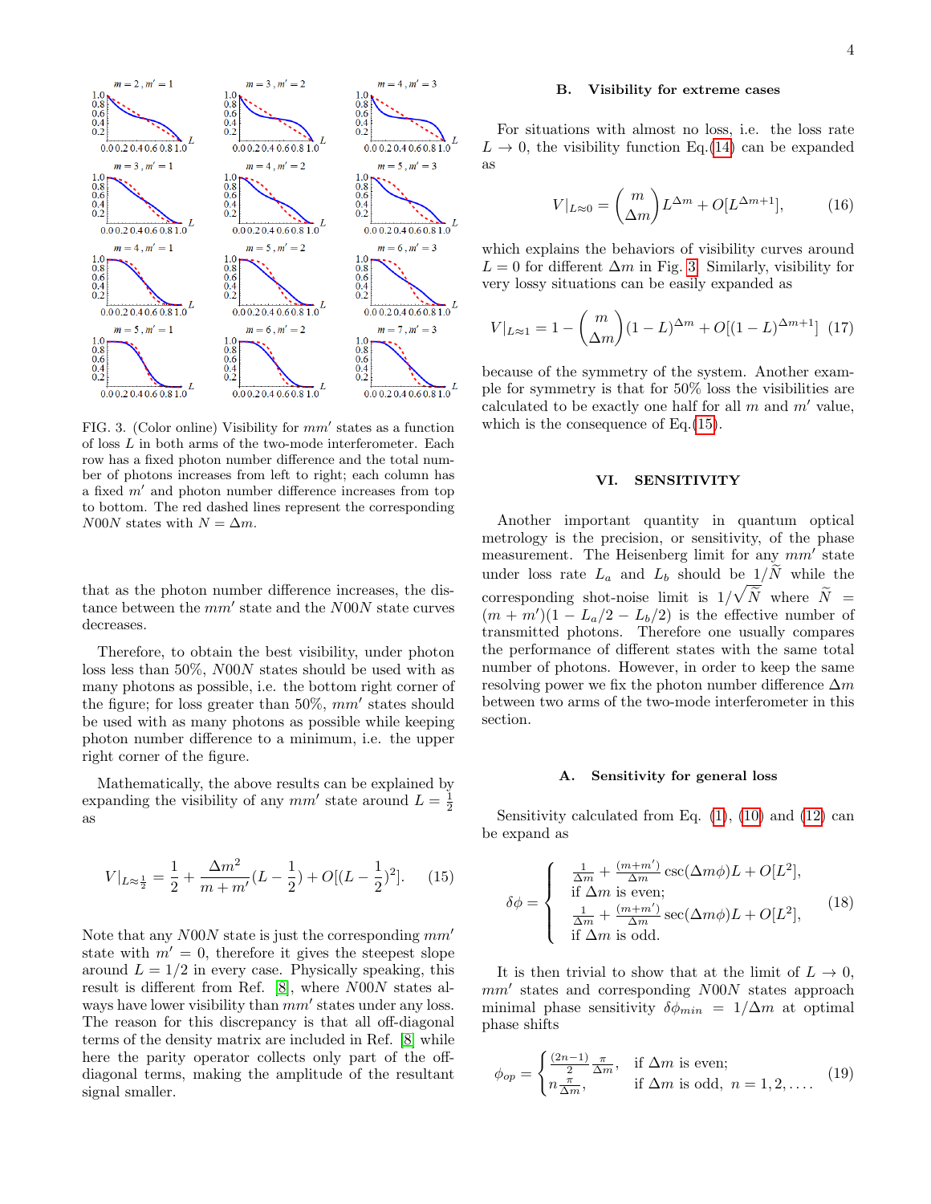FIG. 3. (Color online) Visibility for $mm'$ states as a function of loss $L$ in both arms of the two-mode interferometer. Each row has a fixed photon number difference and the total number of photons increases from left to right; each column has a fixed $m'$ and photon number difference increases from top to bottom. The red dashed lines represent the corresponding $N00N$ states with $N = \Delta m$.

that as the photon number difference increases, the distance between the $mm'$ state and the $N00N$ state curves decreases.

Therefore, to obtain the best visibility, under photon loss less than 50%, $N00N$ states should be used with as many photons as possible, i.e. the bottom right corner of the figure; for loss greater than 50%, $mm'$ states should be used with as many photons as possible while keeping photon number difference to a minimum, i.e. the upper right corner of the figure.

Mathematically, the above results can be explained by expanding the visibility of any $mm'$ state around $L = \frac{1}{2}$ as

$$V|_{L\approx\frac{1}{2}} = \frac{1}{2} + \frac{\Delta m^2}{m+m'}(L - \frac{1}{2}) + O[(L-\frac{1}{2})^2]. \quad (15)$$

Note that any $N00N$ state is just the corresponding $mm'$ state with $m' = 0$, therefore it gives the steepest slope around $L = 1/2$ in every case. Physically speaking, this result is different from Ref. [8], where $N00N$ states always have lower visibility than $mm'$ states under any loss. The reason for this discrepancy is that all off-diagonal terms of the density matrix are included in Ref. [8] while here the parity operator collects only part of the off-diagonal terms, making the amplitude of the resultant signal smaller.

### B. Visibility for extreme cases

For situations with almost no loss, i.e. the loss rate $L \to 0$, the visibility function Eq.(14) can be expanded as

$$V|_{L\approx 0} = \binom{m}{\Delta m} L^{\Delta m} + O[L^{\Delta m+1}], \quad (16)$$

which explains the behaviors of visibility curves around $L = 0$ for different $\Delta m$ in Fig. 3. Similarly, visibility for very lossy situations can be easily expanded as

$$V|_{L\approx 1} = 1 - \binom{m}{\Delta m}(1-L)^{\Delta m} + O[(1-L)^{\Delta m+1}] \quad (17)$$

because of the symmetry of the system. Another example for symmetry is that for 50% loss the visibilities are calculated to be exactly one half for all $m$ and $m'$ value, which is the consequence of Eq.(15).

## VI. SENSITIVITY

Another important quantity in quantum optical metrology is the precision, or sensitivity, of the phase measurement. The Heisenberg limit for any $mm'$ state under loss rate $L_a$ and $L_b$ should be $1/\widetilde{N}$ while the corresponding shot-noise limit is $1/\sqrt{\widetilde{N}}$ where $\widetilde{N} = (m+m')(1 - L_a/2 - L_b/2)$ is the effective number of transmitted photons. Therefore one usually compares the performance of different states with the same total number of photons. However, in order to keep the same resolving power we fix the photon number difference $\Delta m$ between two arms of the two-mode interferometer in this section.

### A. Sensitivity for general loss

Sensitivity calculated from Eq. (1), (10) and (12) can be expand as

$$\delta\phi = \begin{cases} \frac{1}{\Delta m} + \frac{(m+m')}{\Delta m}\csc(\Delta m\phi)L + O[L^2], \\ \text{if } \Delta m \text{ is even;} \\ \frac{1}{\Delta m} + \frac{(m+m')}{\Delta m}\sec(\Delta m\phi)L + O[L^2], \\ \text{if } \Delta m \text{ is odd.} \end{cases} \quad (18)$$

It is then trivial to show that at the limit of $L \to 0$, $mm'$ states and corresponding $N00N$ states approach minimal phase sensitivity $\delta\phi_{min} = 1/\Delta m$ at optimal phase shifts

$$\phi_{op} = \begin{cases} \frac{(2n-1)}{2}\frac{\pi}{\Delta m}, & \text{if } \Delta m \text{ is even;} \\ n\frac{\pi}{\Delta m}, & \text{if } \Delta m \text{ is odd}, \ n = 1, 2, \ldots. \end{cases} \quad (19)$$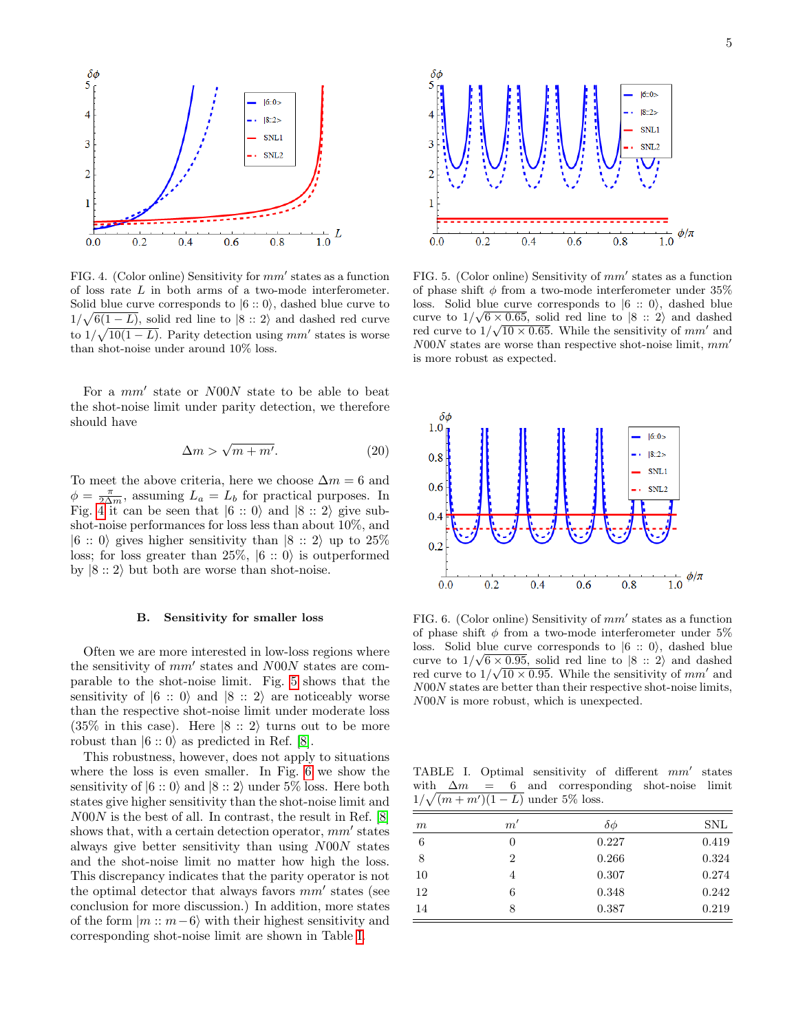FIG. 4. (Color online) Sensitivity for $mm'$ states as a function of loss rate $L$ in both arms of a two-mode interferometer. Solid blue curve corresponds to $|6 :: 0\rangle$, dashed blue curve to $1/\sqrt{6(1-L)}$, solid red line to $|8 :: 2\rangle$ and dashed red curve to $1/\sqrt{10(1-L)}$. Parity detection using $mm'$ states is worse than shot-noise under around 10% loss.

FIG. 5. (Color online) Sensitivity of $mm'$ states as a function of phase shift $\phi$ from a two-mode interferometer under 35% loss. Solid blue curve corresponds to $|6 :: 0\rangle$, dashed blue curve to $1/\sqrt{6 \times 0.65}$, solid red line to $|8 :: 2\rangle$ and dashed red curve to $1/\sqrt{10 \times 0.65}$. While the sensitivity of $mm'$ and $N00N$ states are worse than respective shot-noise limit, $mm'$ is more robust as expected.

For a $mm'$ state or $N00N$ state to be able to beat the shot-noise limit under parity detection, we therefore should have

$$\Delta m > \sqrt{m + m'}. \tag{20}$$

To meet the above criteria, here we choose $\Delta m = 6$ and $\phi = \frac{\pi}{2\Delta m}$, assuming $L_a = L_b$ for practical purposes. In Fig. 4 it can be seen that $|6 :: 0\rangle$ and $|8 :: 2\rangle$ give sub-shot-noise performances for loss less than about 10%, and $|6 :: 0\rangle$ gives higher sensitivity than $|8 :: 2\rangle$ up to 25% loss; for loss greater than 25%, $|6 :: 0\rangle$ is outperformed by $|8 :: 2\rangle$ but both are worse than shot-noise.

### B. Sensitivity for smaller loss

Often we are more interested in low-loss regions where the sensitivity of $mm'$ states and $N00N$ states are comparable to the shot-noise limit. Fig. 5 shows that the sensitivity of $|6 :: 0\rangle$ and $|8 :: 2\rangle$ are noticeably worse than the respective shot-noise limit under moderate loss (35% in this case). Here $|8 :: 2\rangle$ turns out to be more robust than $|6 :: 0\rangle$ as predicted in Ref. [8].

This robustness, however, does not apply to situations where the loss is even smaller. In Fig. 6 we show the sensitivity of $|6 :: 0\rangle$ and $|8 :: 2\rangle$ under 5% loss. Here both states give higher sensitivity than the shot-noise limit and $N00N$ is the best of all. In contrast, the result in Ref. [8] shows that, with a certain detection operator, $mm'$ states always give better sensitivity than using $N00N$ states and the shot-noise limit no matter how high the loss. This discrepancy indicates that the parity operator is not the optimal detector that always favors $mm'$ states (see conclusion for more discussion.) In addition, more states of the form $|m :: m-6\rangle$ with their highest sensitivity and corresponding shot-noise limit are shown in Table I.

FIG. 6. (Color online) Sensitivity of $mm'$ states as a function of phase shift $\phi$ from a two-mode interferometer under 5% loss. Solid blue curve corresponds to $|6 :: 0\rangle$, dashed blue curve to $1/\sqrt{6 \times 0.95}$, solid red line to $|8 :: 2\rangle$ and dashed red curve to $1/\sqrt{10 \times 0.95}$. While the sensitivity of $mm'$ and $N00N$ states are better than their respective shot-noise limits, $N00N$ is more robust, which is unexpected.

TABLE I. Optimal sensitivity of different $mm'$ states with $\Delta m = 6$ and corresponding shot-noise limit $1/\sqrt{(m+m')(1-L)}$ under 5% loss.

| $m$ | $m'$ | $\delta\phi$ | SNL |
|---|---|---|---|
| 6 | 0 | 0.227 | 0.419 |
| 8 | 2 | 0.266 | 0.324 |
| 10 | 4 | 0.307 | 0.274 |
| 12 | 6 | 0.348 | 0.242 |
| 14 | 8 | 0.387 | 0.219 |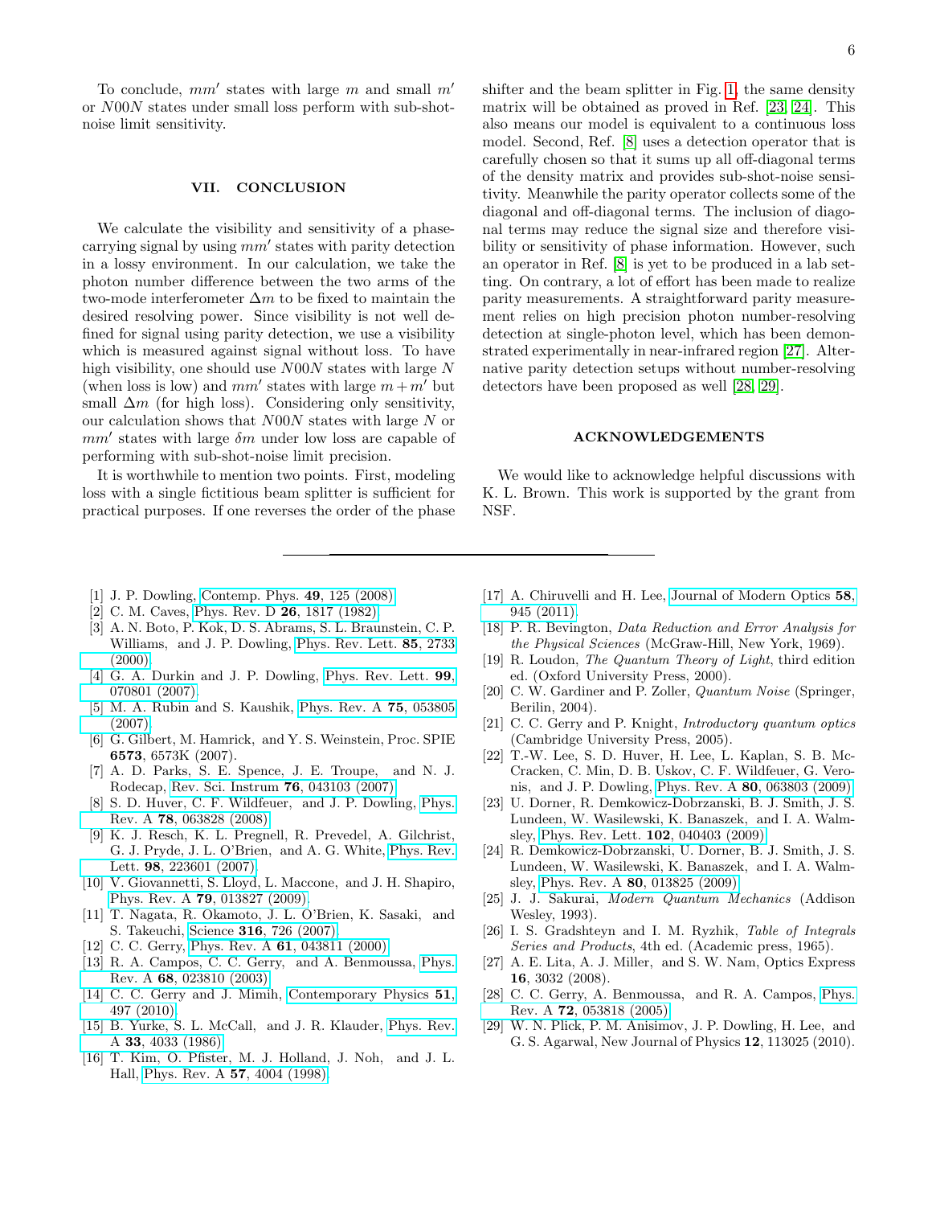To conclude, $mm'$ states with large $m$ and small $m'$ or $N00N$ states under small loss perform with sub-shot-noise limit sensitivity.

## VII. CONCLUSION

We calculate the visibility and sensitivity of a phase-carrying signal by using $mm'$ states with parity detection in a lossy environment. In our calculation, we take the photon number difference between the two arms of the two-mode interferometer $\Delta m$ to be fixed to maintain the desired resolving power. Since visibility is not well defined for signal using parity detection, we use a visibility which is measured against signal without loss. To have high visibility, one should use $N00N$ states with large $N$ (when loss is low) and $mm'$ states with large $m+m'$ but small $\Delta m$ (for high loss). Considering only sensitivity, our calculation shows that $N00N$ states with large $N$ or $mm'$ states with large $\delta m$ under low loss are capable of performing with sub-shot-noise limit precision.

It is worthwhile to mention two points. First, modeling loss with a single fictitious beam splitter is sufficient for practical purposes. If one reverses the order of the phase shifter and the beam splitter in Fig. 1, the same density matrix will be obtained as proved in Ref. [23, 24]. This also means our model is equivalent to a continuous loss model. Second, Ref. [8] uses a detection operator that is carefully chosen so that it sums up all off-diagonal terms of the density matrix and provides sub-shot-noise sensitivity. Meanwhile the parity operator collects some of the diagonal and off-diagonal terms. The inclusion of diagonal terms may reduce the signal size and therefore visibility or sensitivity of phase information. However, such an operator in Ref. [8] is yet to be produced in a lab setting. On contrary, a lot of effort has been made to realize parity measurements. A straightforward parity measurement relies on high precision photon number-resolving detection at single-photon level, which has been demonstrated experimentally in near-infrared region [27]. Alternative parity detection setups without number-resolving detectors have been proposed as well [28, 29].

## ACKNOWLEDGEMENTS

We would like to acknowledge helpful discussions with K. L. Brown. This work is supported by the grant from NSF.

---

[1] J. P. Dowling, Contemp. Phys. **49**, 125 (2008).
[2] C. M. Caves, Phys. Rev. D **26**, 1817 (1982).
[3] A. N. Boto, P. Kok, D. S. Abrams, S. L. Braunstein, C. P. Williams, and J. P. Dowling, Phys. Rev. Lett. **85**, 2733 (2000).
[4] G. A. Durkin and J. P. Dowling, Phys. Rev. Lett. **99**, 070801 (2007).
[5] M. A. Rubin and S. Kaushik, Phys. Rev. A **75**, 053805 (2007).
[6] G. Gilbert, M. Hamrick, and Y. S. Weinstein, Proc. SPIE **6573**, 6573K (2007).
[7] A. D. Parks, S. E. Spence, J. E. Troupe, and N. J. Rodecap, Rev. Sci. Instrum **76**, 043103 (2007).
[8] S. D. Huver, C. F. Wildfeuer, and J. P. Dowling, Phys. Rev. A **78**, 063828 (2008).
[9] K. J. Resch, K. L. Pregnell, R. Prevedel, A. Gilchrist, G. J. Pryde, J. L. O'Brien, and A. G. White, Phys. Rev. Lett. **98**, 223601 (2007).
[10] V. Giovannetti, S. Lloyd, L. Maccone, and J. H. Shapiro, Phys. Rev. A **79**, 013827 (2009).
[11] T. Nagata, R. Okamoto, J. L. O'Brien, K. Sasaki, and S. Takeuchi, Science **316**, 726 (2007).
[12] C. C. Gerry, Phys. Rev. A **61**, 043811 (2000).
[13] R. A. Campos, C. C. Gerry, and A. Benmoussa, Phys. Rev. A **68**, 023810 (2003).
[14] C. C. Gerry and J. Mimih, Contemporary Physics **51**, 497 (2010).
[15] B. Yurke, S. L. McCall, and J. R. Klauder, Phys. Rev. A **33**, 4033 (1986).
[16] T. Kim, O. Pfister, M. J. Holland, J. Noh, and J. L. Hall, Phys. Rev. A **57**, 4004 (1998).
[17] A. Chiruvelli and H. Lee, Journal of Modern Optics **58**, 945 (2011).
[18] P. R. Bevington, *Data Reduction and Error Analysis for the Physical Sciences* (McGraw-Hill, New York, 1969).
[19] R. Loudon, *The Quantum Theory of Light*, third edition ed. (Oxford University Press, 2000).
[20] C. W. Gardiner and P. Zoller, *Quantum Noise* (Springer, Berilin, 2004).
[21] C. C. Gerry and P. Knight, *Introductory quantum optics* (Cambridge University Press, 2005).
[22] T.-W. Lee, S. D. Huver, H. Lee, L. Kaplan, S. B. McCracken, C. Min, D. B. Uskov, C. F. Wildfeuer, G. Veronis, and J. P. Dowling, Phys. Rev. A **80**, 063803 (2009).
[23] U. Dorner, R. Demkowicz-Dobrzanski, B. J. Smith, J. S. Lundeen, W. Wasilewski, K. Banaszek, and I. A. Walmsley, Phys. Rev. Lett. **102**, 040403 (2009).
[24] R. Demkowicz-Dobrzanski, U. Dorner, B. J. Smith, J. S. Lundeen, W. Wasilewski, K. Banaszek, and I. A. Walmsley, Phys. Rev. A **80**, 013825 (2009).
[25] J. J. Sakurai, *Modern Quantum Mechanics* (Addison Wesley, 1993).
[26] I. S. Gradshteyn and I. M. Ryzhik, *Table of Integrals Series and Products*, 4th ed. (Academic press, 1965).
[27] A. E. Lita, A. J. Miller, and S. W. Nam, Optics Express **16**, 3032 (2008).
[28] C. C. Gerry, A. Benmoussa, and R. A. Campos, Phys. Rev. A **72**, 053818 (2005).
[29] W. N. Plick, P. M. Anisimov, J. P. Dowling, H. Lee, and G. S. Agarwal, New Journal of Physics **12**, 113025 (2010).